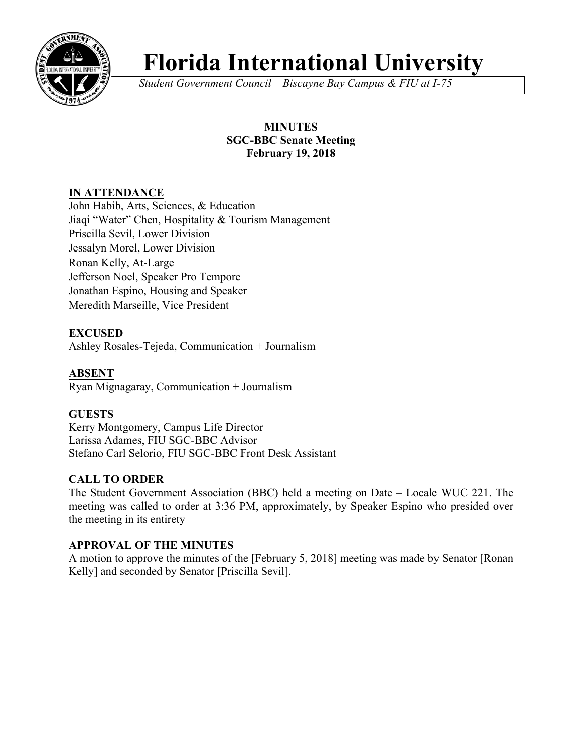# Florida International University

*Student Government Council – Biscayne Bay Campus & FIU at I-75*

**MINUTES**
**SGC-BBC Senate Meeting**
**February 19, 2018**

## IN ATTENDANCE

John Habib, Arts, Sciences, & Education
Jiaqi "Water" Chen, Hospitality & Tourism Management
Priscilla Sevil, Lower Division
Jessalyn Morel, Lower Division
Ronan Kelly, At-Large
Jefferson Noel, Speaker Pro Tempore
Jonathan Espino, Housing and Speaker
Meredith Marseille, Vice President

## EXCUSED

Ashley Rosales-Tejeda, Communication + Journalism

## ABSENT

Ryan Mignagaray, Communication + Journalism

## GUESTS

Kerry Montgomery, Campus Life Director
Larissa Adames, FIU SGC-BBC Advisor
Stefano Carl Selorio, FIU SGC-BBC Front Desk Assistant

## CALL TO ORDER

The Student Government Association (BBC) held a meeting on Date – Locale WUC 221. The meeting was called to order at 3:36 PM, approximately, by Speaker Espino who presided over the meeting in its entirety

## APPROVAL OF THE MINUTES

A motion to approve the minutes of the [February 5, 2018] meeting was made by Senator [Ronan Kelly] and seconded by Senator [Priscilla Sevil].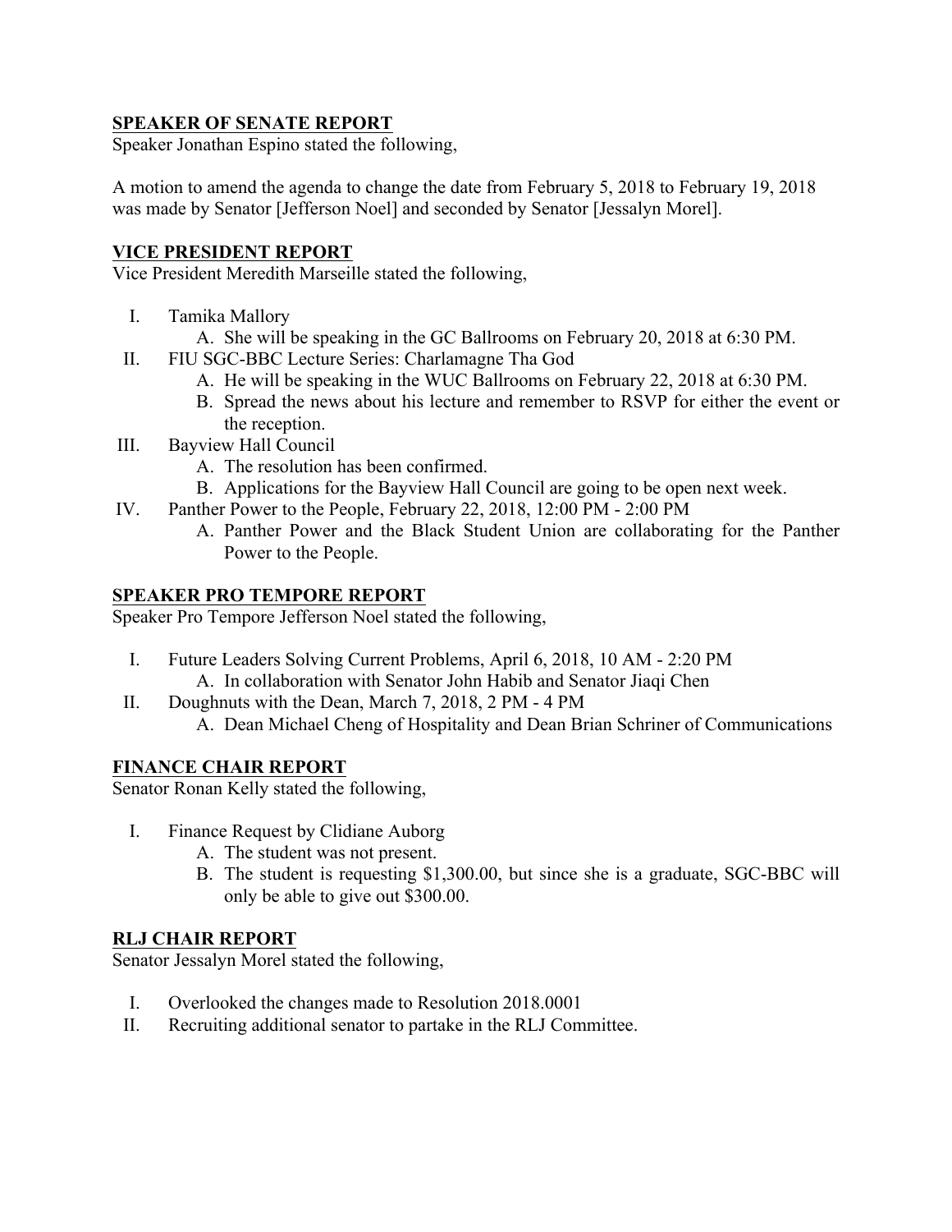## SPEAKER OF SENATE REPORT

Speaker Jonathan Espino stated the following,

A motion to amend the agenda to change the date from February 5, 2018 to February 19, 2018 was made by Senator [Jefferson Noel] and seconded by Senator [Jessalyn Morel].

## VICE PRESIDENT REPORT

Vice President Meredith Marseille stated the following,

I. Tamika Mallory
   A. She will be speaking in the GC Ballrooms on February 20, 2018 at 6:30 PM.

II. FIU SGC-BBC Lecture Series: Charlamagne Tha God
   A. He will be speaking in the WUC Ballrooms on February 22, 2018 at 6:30 PM.
   B. Spread the news about his lecture and remember to RSVP for either the event or the reception.

III. Bayview Hall Council
   A. The resolution has been confirmed.
   B. Applications for the Bayview Hall Council are going to be open next week.

IV. Panther Power to the People, February 22, 2018, 12:00 PM - 2:00 PM
   A. Panther Power and the Black Student Union are collaborating for the Panther Power to the People.

## SPEAKER PRO TEMPORE REPORT

Speaker Pro Tempore Jefferson Noel stated the following,

I. Future Leaders Solving Current Problems, April 6, 2018, 10 AM - 2:20 PM
   A. In collaboration with Senator John Habib and Senator Jiaqi Chen

II. Doughnuts with the Dean, March 7, 2018, 2 PM - 4 PM
   A. Dean Michael Cheng of Hospitality and Dean Brian Schriner of Communications

## FINANCE CHAIR REPORT

Senator Ronan Kelly stated the following,

I. Finance Request by Clidiane Auborg
   A. The student was not present.
   B. The student is requesting $1,300.00, but since she is a graduate, SGC-BBC will only be able to give out $300.00.

## RLJ CHAIR REPORT

Senator Jessalyn Morel stated the following,

I. Overlooked the changes made to Resolution 2018.0001

II. Recruiting additional senator to partake in the RLJ Committee.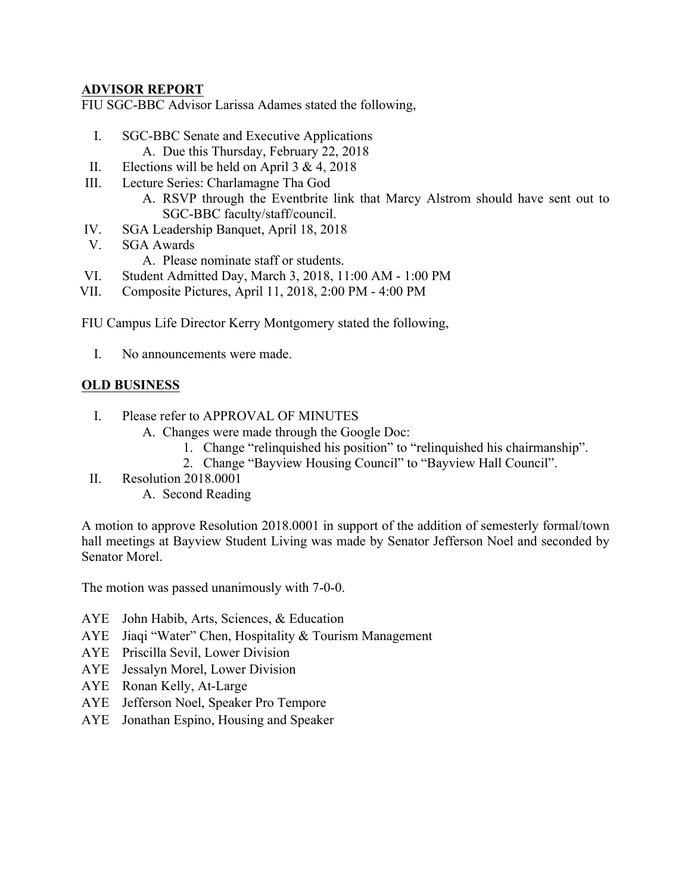**ADVISOR REPORT**

FIU SGC-BBC Advisor Larissa Adames stated the following,

I. SGC-BBC Senate and Executive Applications
   A. Due this Thursday, February 22, 2018

II. Elections will be held on April 3 & 4, 2018

III. Lecture Series: Charlamagne Tha God
   A. RSVP through the Eventbrite link that Marcy Alstrom should have sent out to SGC-BBC faculty/staff/council.

IV. SGA Leadership Banquet, April 18, 2018

V. SGA Awards
   A. Please nominate staff or students.

VI. Student Admitted Day, March 3, 2018, 11:00 AM - 1:00 PM

VII. Composite Pictures, April 11, 2018, 2:00 PM - 4:00 PM

FIU Campus Life Director Kerry Montgomery stated the following,

I. No announcements were made.

**OLD BUSINESS**

I. Please refer to APPROVAL OF MINUTES
   A. Changes were made through the Google Doc:
      1. Change "relinquished his position" to "relinquished his chairmanship".
      2. Change "Bayview Housing Council" to "Bayview Hall Council".

II. Resolution 2018.0001
   A. Second Reading

A motion to approve Resolution 2018.0001 in support of the addition of semesterly formal/town hall meetings at Bayview Student Living was made by Senator Jefferson Noel and seconded by Senator Morel.

The motion was passed unanimously with 7-0-0.

AYE John Habib, Arts, Sciences, & Education
AYE Jiaqi "Water" Chen, Hospitality & Tourism Management
AYE Priscilla Sevil, Lower Division
AYE Jessalyn Morel, Lower Division
AYE Ronan Kelly, At-Large
AYE Jefferson Noel, Speaker Pro Tempore
AYE Jonathan Espino, Housing and Speaker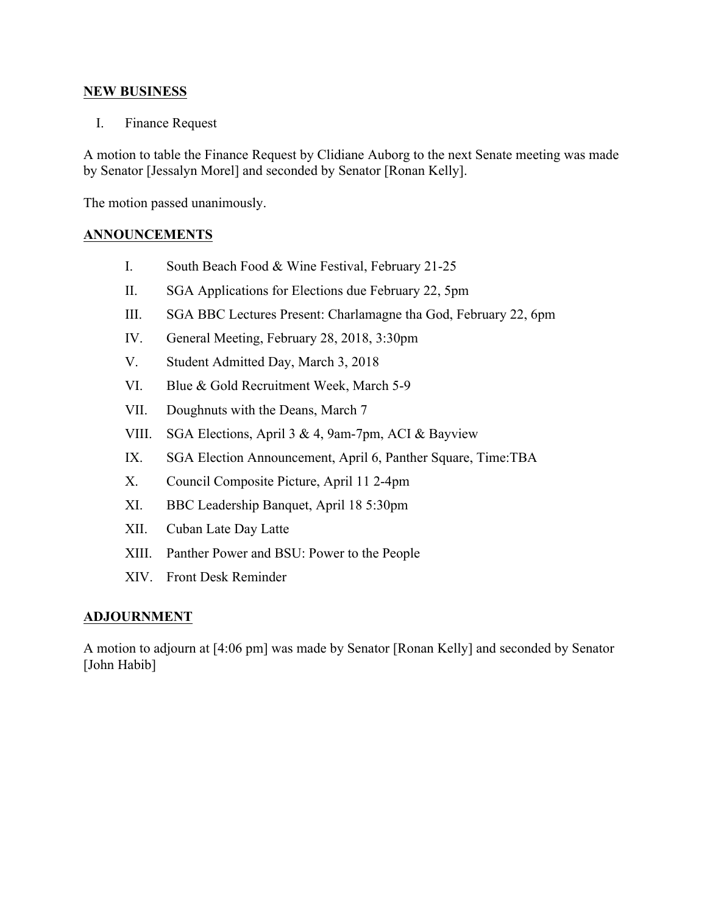**NEW BUSINESS**

I. Finance Request

A motion to table the Finance Request by Clidiane Auborg to the next Senate meeting was made by Senator [Jessalyn Morel] and seconded by Senator [Ronan Kelly].

The motion passed unanimously.

**ANNOUNCEMENTS**

I. South Beach Food & Wine Festival, February 21-25

II. SGA Applications for Elections due February 22, 5pm

III. SGA BBC Lectures Present: Charlamagne tha God, February 22, 6pm

IV. General Meeting, February 28, 2018, 3:30pm

V. Student Admitted Day, March 3, 2018

VI. Blue & Gold Recruitment Week, March 5-9

VII. Doughnuts with the Deans, March 7

VIII. SGA Elections, April 3 & 4, 9am-7pm, ACI & Bayview

IX. SGA Election Announcement, April 6, Panther Square, Time:TBA

X. Council Composite Picture, April 11 2-4pm

XI. BBC Leadership Banquet, April 18 5:30pm

XII. Cuban Late Day Latte

XIII. Panther Power and BSU: Power to the People

XIV. Front Desk Reminder

**ADJOURNMENT**

A motion to adjourn at [4:06 pm] was made by Senator [Ronan Kelly] and seconded by Senator [John Habib]